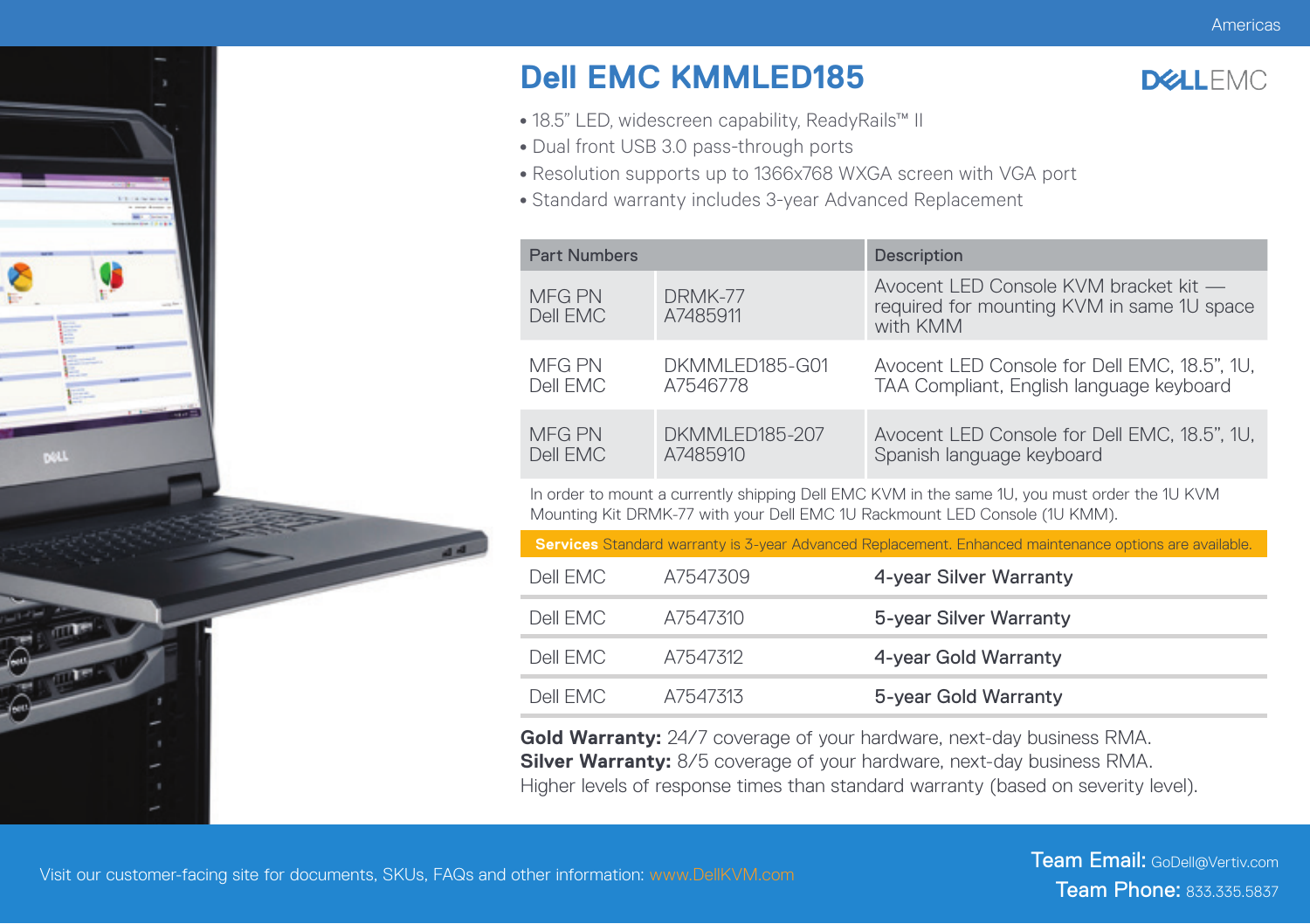Americas

# Dell EMC KMMLED185

- 18.5" LED, widescreen capability, ReadyRails™ II
- Dual front USB 3.0 pass-through ports
- Resolution supports up to 1366x768 WXGA screen with VGA port
- Standard warranty includes 3-year Advanced Replacement

| Part Numbers | | Description |
|---|---|---|
| MFG PN<br>Dell EMC | DRMK-77<br>A7485911 | Avocent LED Console KVM bracket kit — required for mounting KVM in same 1U space with KMM |
| MFG PN<br>Dell EMC | DKMMLED185-G01<br>A7546778 | Avocent LED Console for Dell EMC, 18.5", 1U, TAA Compliant, English language keyboard |
| MFG PN<br>Dell EMC | DKMMLED185-207<br>A7485910 | Avocent LED Console for Dell EMC, 18.5", 1U, Spanish language keyboard |

In order to mount a currently shipping Dell EMC KVM in the same 1U, you must order the 1U KVM Mounting Kit DRMK-77 with your Dell EMC 1U Rackmount LED Console (1U KMM).

**Services** Standard warranty is 3-year Advanced Replacement. Enhanced maintenance options are available.

| | | |
|---|---|---|
| Dell EMC | A7547309 | 4-year Silver Warranty |
| Dell EMC | A7547310 | 5-year Silver Warranty |
| Dell EMC | A7547312 | 4-year Gold Warranty |
| Dell EMC | A7547313 | 5-year Gold Warranty |

**Gold Warranty:** 24/7 coverage of your hardware, next-day business RMA.
**Silver Warranty:** 8/5 coverage of your hardware, next-day business RMA.
Higher levels of response times than standard warranty (based on severity level).

Visit our customer-facing site for documents, SKUs, FAQs and other information: www.DellKVM.com

**Team Email:** GoDell@Vertiv.com
**Team Phone:** 833.335.5837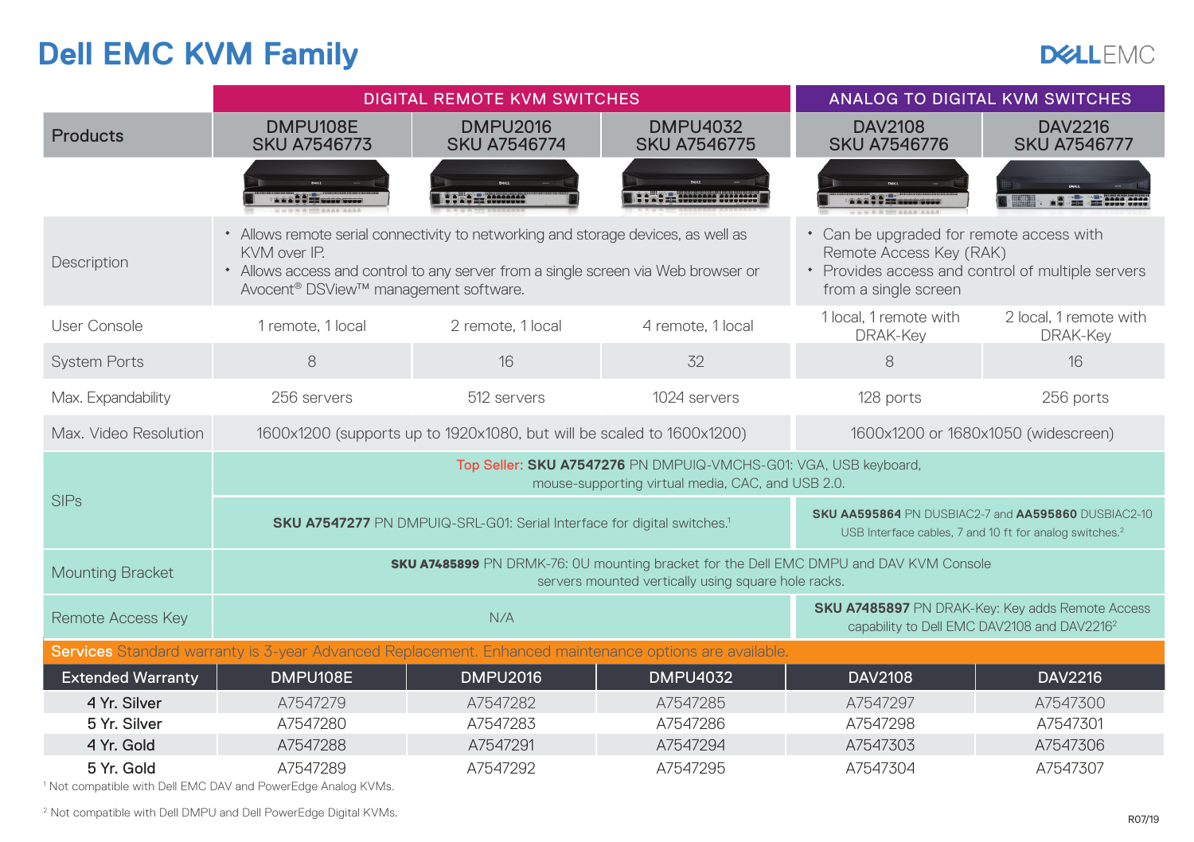# Dell EMC KVM Family

| Products | DIGITAL REMOTE KVM SWITCHES | | | ANALOG TO DIGITAL KVM SWITCHES | |
|---|---|---|---|---|---|
| | DMPU108E SKU A7546773 | DMPU2016 SKU A7546774 | DMPU4032 SKU A7546775 | DAV2108 SKU A7546776 | DAV2216 SKU A7546777 |
| Description | • Allows remote serial connectivity to networking and storage devices, as well as KVM over IP. • Allows access and control to any server from a single screen via Web browser or Avocent® DSView™ management software. | | | • Can be upgraded for remote access with Remote Access Key (RAK) • Provides access and control of multiple servers from a single screen | |
| User Console | 1 remote, 1 local | 2 remote, 1 local | 4 remote, 1 local | 1 local, 1 remote with DRAK-Key | 2 local, 1 remote with DRAK-Key |
| System Ports | 8 | 16 | 32 | 8 | 16 |
| Max. Expandability | 256 servers | 512 servers | 1024 servers | 128 ports | 256 ports |
| Max. Video Resolution | 1600x1200 (supports up to 1920x1080, but will be scaled to 1600x1200) | | | 1600x1200 or 1680x1050 (widescreen) | |
| SIPs | Top Seller: **SKU A7547276** PN DMPUIQ-VMCHS-G01: VGA, USB keyboard, mouse-supporting virtual media, CAC, and USB 2.0. | | | | |
| | **SKU A7547277** PN DMPUIQ-SRL-G01: Serial Interface for digital switches.[1] | | | **SKU AA595864** PN DUSBIAC2-7 and **AA595860** DUSBIAC2-10 USB Interface cables, 7 and 10 ft for analog switches.[2] | |
| Mounting Bracket | **SKU A7485899** PN DRMK-76: 0U mounting bracket for the Dell EMC DMPU and DAV KVM Console servers mounted vertically using square hole racks. | | | | |
| Remote Access Key | N/A | | | **SKU A7485897** PN DRAK-Key: Key adds Remote Access capability to Dell EMC DAV2108 and DAV2216[2] | |

**Services** Standard warranty is 3-year Advanced Replacement. Enhanced maintenance options are available.

| Extended Warranty | DMPU108E | DMPU2016 | DMPU4032 | DAV2108 | DAV2216 |
|---|---|---|---|---|---|
| 4 Yr. Silver | A7547279 | A7547282 | A7547285 | A7547297 | A7547300 |
| 5 Yr. Silver | A7547280 | A7547283 | A7547286 | A7547298 | A7547301 |
| 4 Yr. Gold | A7547288 | A7547291 | A7547294 | A7547303 | A7547306 |
| 5 Yr. Gold | A7547289 | A7547292 | A7547295 | A7547304 | A7547307 |

[1] Not compatible with Dell EMC DAV and PowerEdge Analog KVMs.

[2] Not compatible with Dell DMPU and Dell PowerEdge Digital KVMs.

R07/19